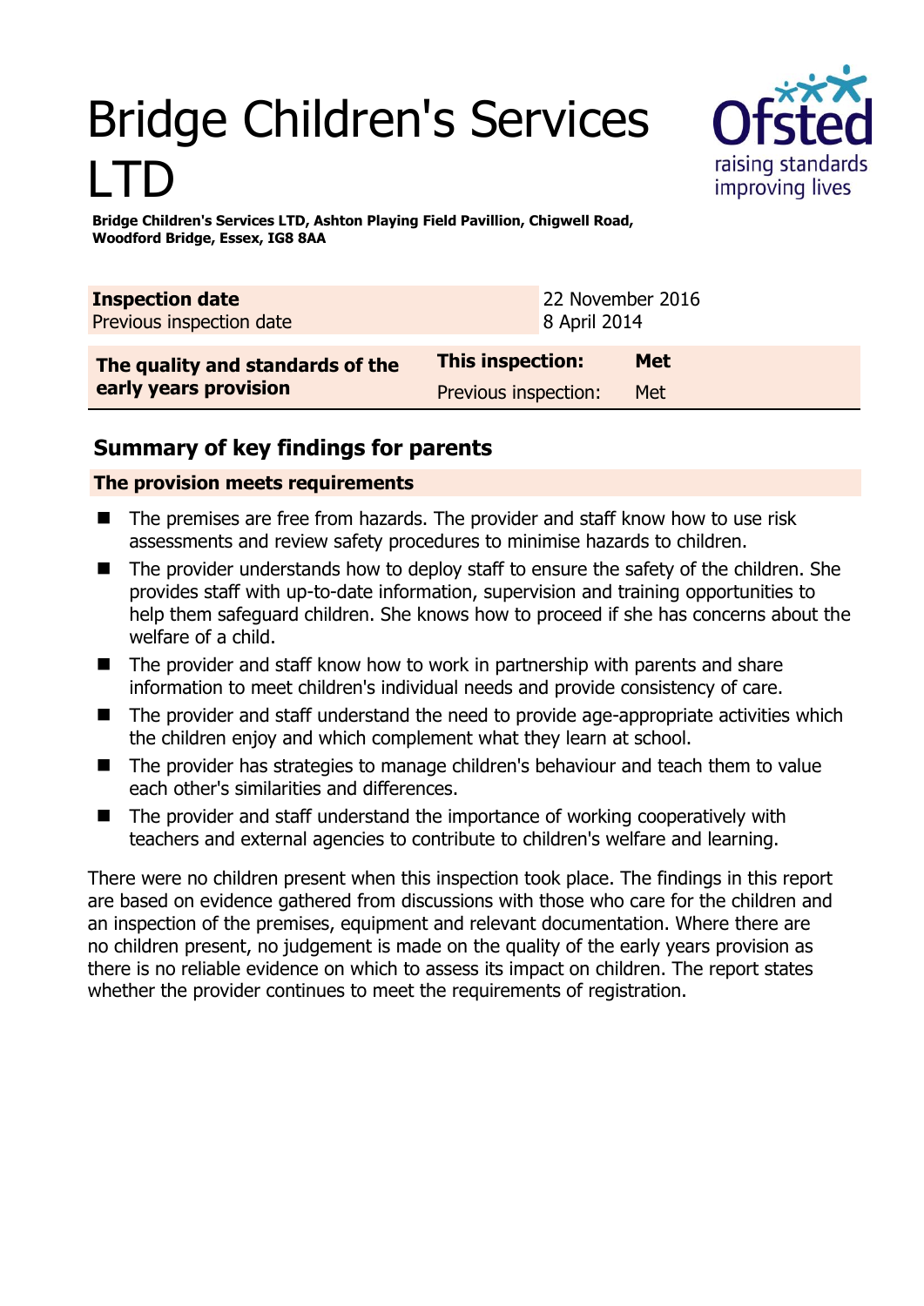# Bridge Children's Services LTD

**Bridge Children's Services LTD, Ashton Playing Field Pavillion, Chigwell Road, Woodford Bridge, Essex, IG8 8AA**

| | |
|---|---|
| **Inspection date** | 22 November 2016 |
| Previous inspection date | 8 April 2014 |

| | | |
|---|---|---|
| **The quality and standards of the early years provision** | **This inspection:** | **Met** |
| | Previous inspection: | Met |

## Summary of key findings for parents

**The provision meets requirements**

- The premises are free from hazards. The provider and staff know how to use risk assessments and review safety procedures to minimise hazards to children.
- The provider understands how to deploy staff to ensure the safety of the children. She provides staff with up-to-date information, supervision and training opportunities to help them safeguard children. She knows how to proceed if she has concerns about the welfare of a child.
- The provider and staff know how to work in partnership with parents and share information to meet children's individual needs and provide consistency of care.
- The provider and staff understand the need to provide age-appropriate activities which the children enjoy and which complement what they learn at school.
- The provider has strategies to manage children's behaviour and teach them to value each other's similarities and differences.
- The provider and staff understand the importance of working cooperatively with teachers and external agencies to contribute to children's welfare and learning.

There were no children present when this inspection took place. The findings in this report are based on evidence gathered from discussions with those who care for the children and an inspection of the premises, equipment and relevant documentation. Where there are no children present, no judgement is made on the quality of the early years provision as there is no reliable evidence on which to assess its impact on children. The report states whether the provider continues to meet the requirements of registration.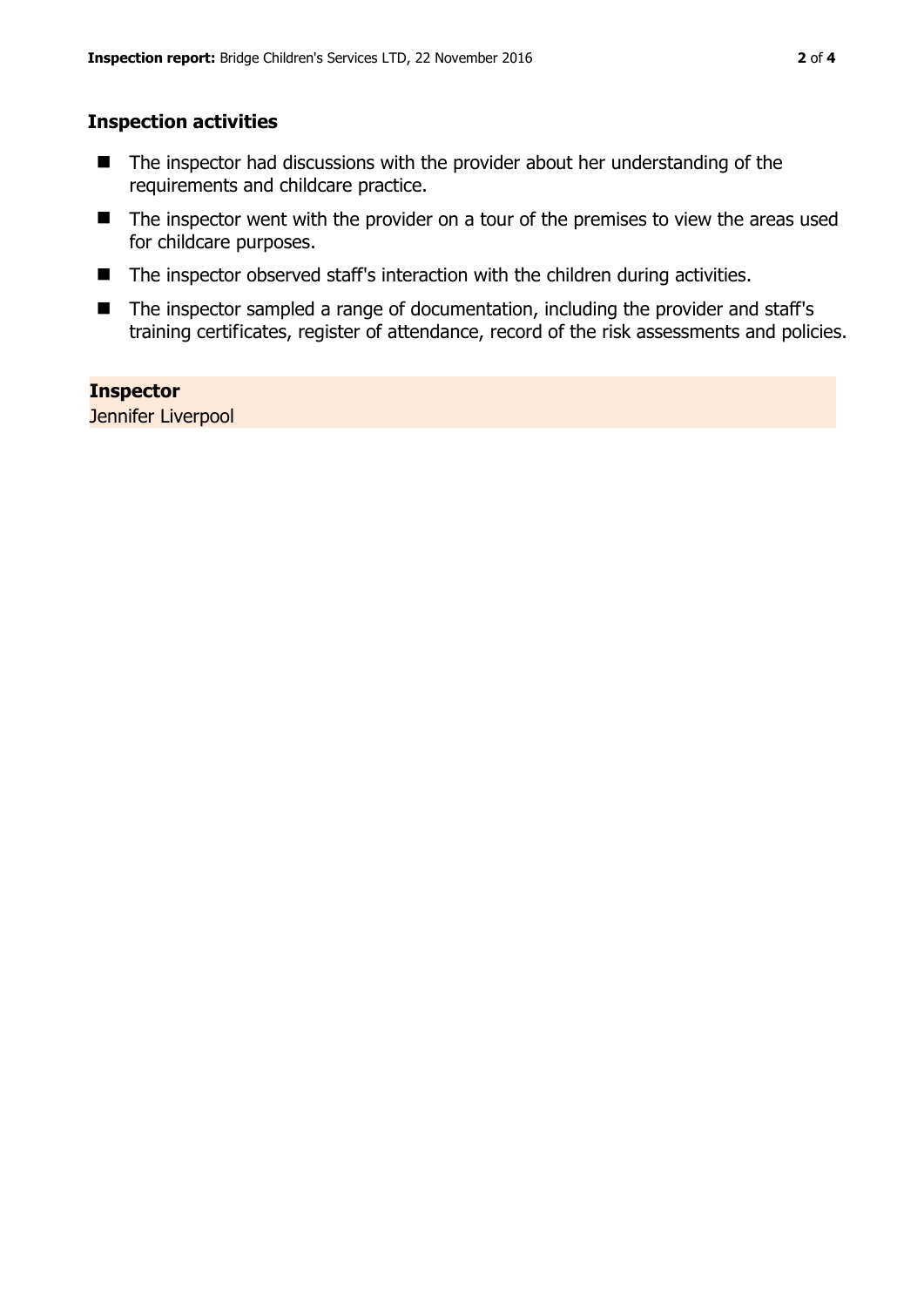## Inspection activities

- The inspector had discussions with the provider about her understanding of the requirements and childcare practice.
- The inspector went with the provider on a tour of the premises to view the areas used for childcare purposes.
- The inspector observed staff's interaction with the children during activities.
- The inspector sampled a range of documentation, including the provider and staff's training certificates, register of attendance, record of the risk assessments and policies.

**Inspector**

Jennifer Liverpool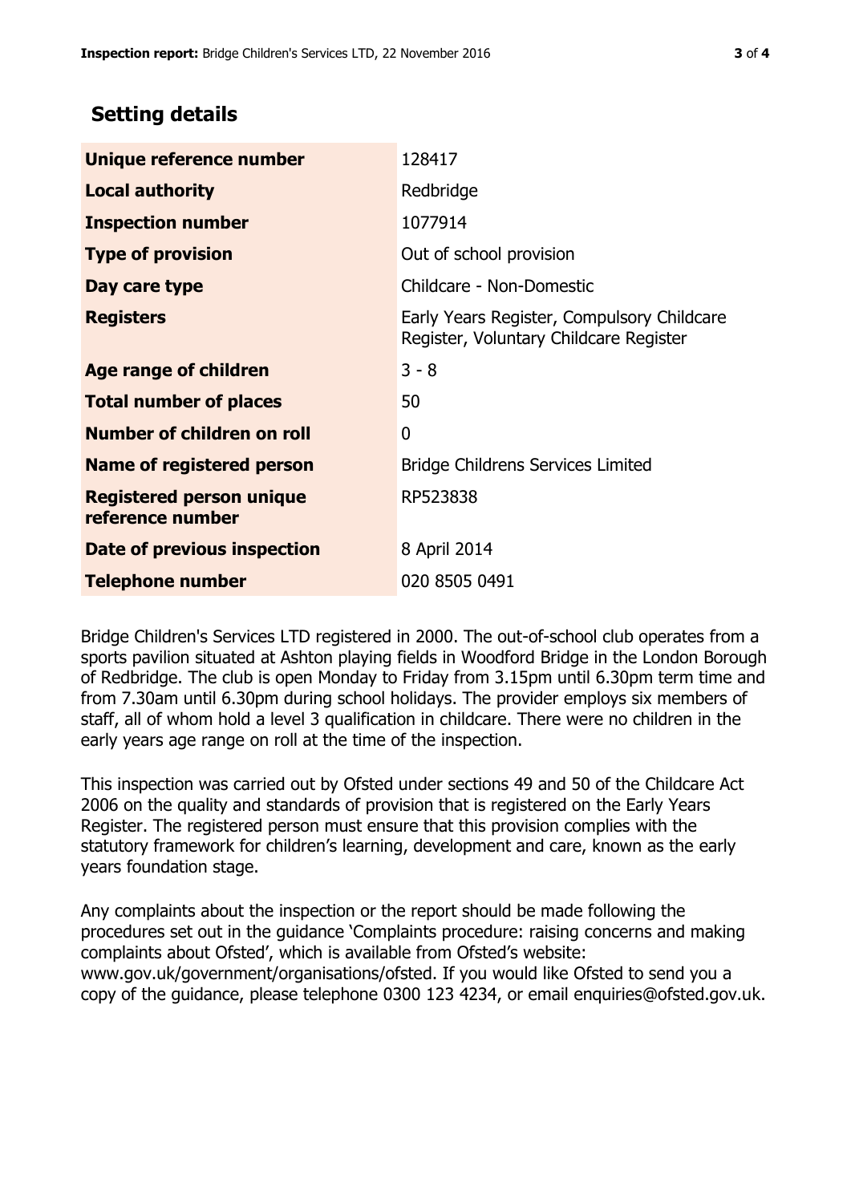## Setting details

| | |
|---|---|
| **Unique reference number** | 128417 |
| **Local authority** | Redbridge |
| **Inspection number** | 1077914 |
| **Type of provision** | Out of school provision |
| **Day care type** | Childcare - Non-Domestic |
| **Registers** | Early Years Register, Compulsory Childcare Register, Voluntary Childcare Register |
| **Age range of children** | 3 - 8 |
| **Total number of places** | 50 |
| **Number of children on roll** | 0 |
| **Name of registered person** | Bridge Childrens Services Limited |
| **Registered person unique reference number** | RP523838 |
| **Date of previous inspection** | 8 April 2014 |
| **Telephone number** | 020 8505 0491 |

Bridge Children's Services LTD registered in 2000. The out-of-school club operates from a sports pavilion situated at Ashton playing fields in Woodford Bridge in the London Borough of Redbridge. The club is open Monday to Friday from 3.15pm until 6.30pm term time and from 7.30am until 6.30pm during school holidays. The provider employs six members of staff, all of whom hold a level 3 qualification in childcare. There were no children in the early years age range on roll at the time of the inspection.

This inspection was carried out by Ofsted under sections 49 and 50 of the Childcare Act 2006 on the quality and standards of provision that is registered on the Early Years Register. The registered person must ensure that this provision complies with the statutory framework for children's learning, development and care, known as the early years foundation stage.

Any complaints about the inspection or the report should be made following the procedures set out in the guidance 'Complaints procedure: raising concerns and making complaints about Ofsted', which is available from Ofsted's website: www.gov.uk/government/organisations/ofsted. If you would like Ofsted to send you a copy of the guidance, please telephone 0300 123 4234, or email enquiries@ofsted.gov.uk.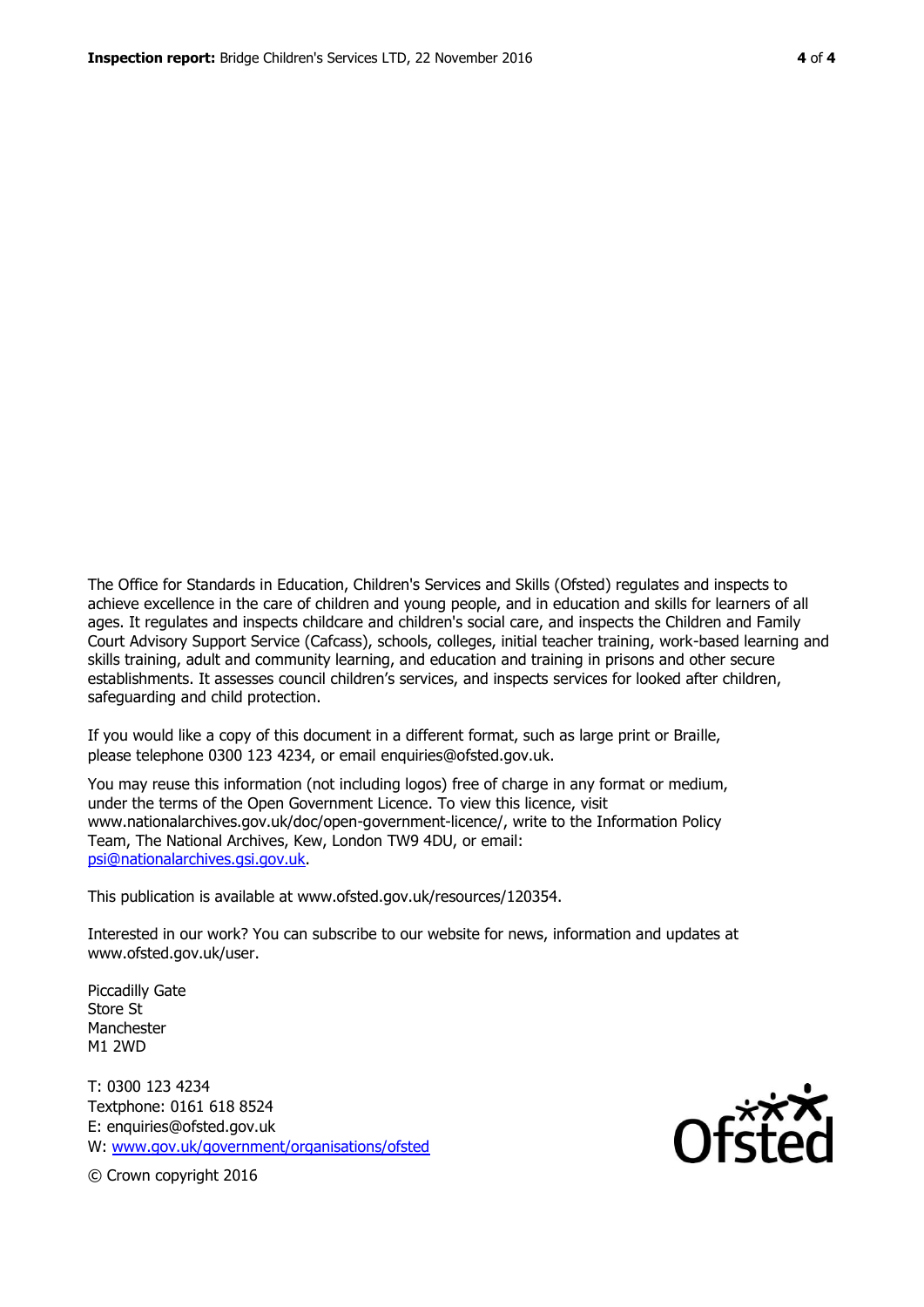The Office for Standards in Education, Children's Services and Skills (Ofsted) regulates and inspects to achieve excellence in the care of children and young people, and in education and skills for learners of all ages. It regulates and inspects childcare and children's social care, and inspects the Children and Family Court Advisory Support Service (Cafcass), schools, colleges, initial teacher training, work-based learning and skills training, adult and community learning, and education and training in prisons and other secure establishments. It assesses council children's services, and inspects services for looked after children, safeguarding and child protection.

If you would like a copy of this document in a different format, such as large print or Braille, please telephone 0300 123 4234, or email enquiries@ofsted.gov.uk.

You may reuse this information (not including logos) free of charge in any format or medium, under the terms of the Open Government Licence. To view this licence, visit www.nationalarchives.gov.uk/doc/open-government-licence/, write to the Information Policy Team, The National Archives, Kew, London TW9 4DU, or email: psi@nationalarchives.gsi.gov.uk.

This publication is available at www.ofsted.gov.uk/resources/120354.

Interested in our work? You can subscribe to our website for news, information and updates at www.ofsted.gov.uk/user.

Piccadilly Gate
Store St
Manchester
M1 2WD

T: 0300 123 4234
Textphone: 0161 618 8524
E: enquiries@ofsted.gov.uk
W: www.gov.uk/government/organisations/ofsted

© Crown copyright 2016